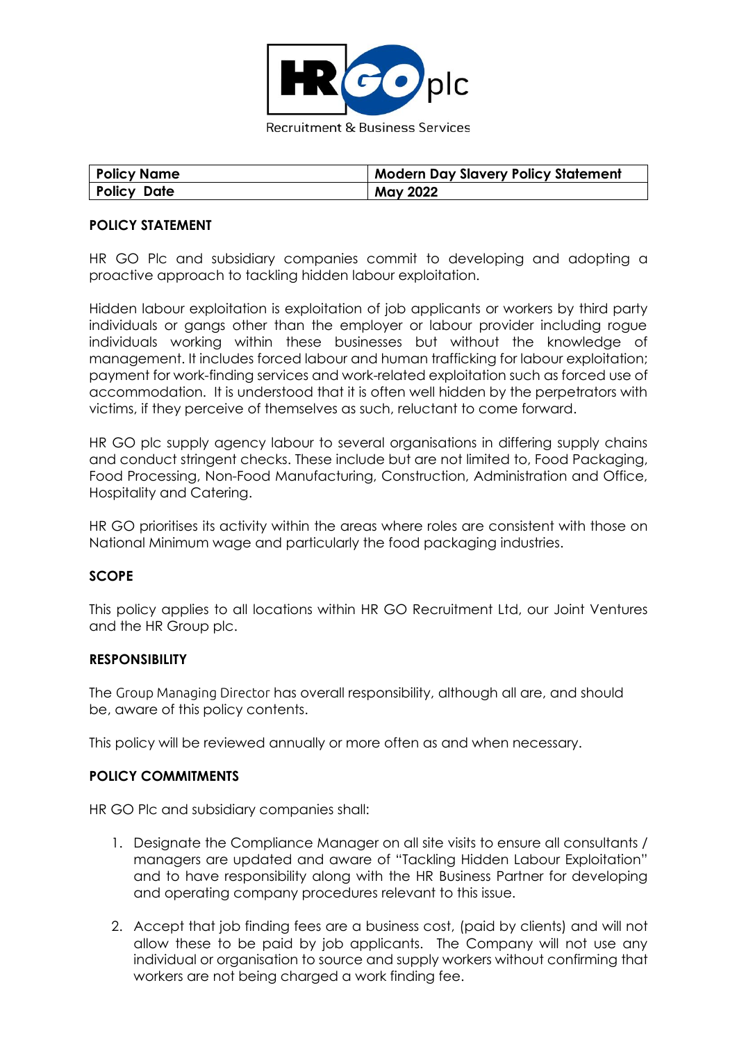HR GO plc

Recruitment & Business Services

| Policy Name | Modern Day Slavery Policy Statement |
| --- | --- |
| Policy Date | May 2022 |

**POLICY STATEMENT**

HR GO Plc and subsidiary companies commit to developing and adopting a proactive approach to tackling hidden labour exploitation.

Hidden labour exploitation is exploitation of job applicants or workers by third party individuals or gangs other than the employer or labour provider including rogue individuals working within these businesses but without the knowledge of management. It includes forced labour and human trafficking for labour exploitation; payment for work-finding services and work-related exploitation such as forced use of accommodation. It is understood that it is often well hidden by the perpetrators with victims, if they perceive of themselves as such, reluctant to come forward.

HR GO plc supply agency labour to several organisations in differing supply chains and conduct stringent checks. These include but are not limited to, Food Packaging, Food Processing, Non-Food Manufacturing, Construction, Administration and Office, Hospitality and Catering.

HR GO prioritises its activity within the areas where roles are consistent with those on National Minimum wage and particularly the food packaging industries.

**SCOPE**

This policy applies to all locations within HR GO Recruitment Ltd, our Joint Ventures and the HR Group plc.

**RESPONSIBILITY**

The Group Managing Director has overall responsibility, although all are, and should be, aware of this policy contents.

This policy will be reviewed annually or more often as and when necessary.

**POLICY COMMITMENTS**

HR GO Plc and subsidiary companies shall:

1. Designate the Compliance Manager on all site visits to ensure all consultants / managers are updated and aware of "Tackling Hidden Labour Exploitation" and to have responsibility along with the HR Business Partner for developing and operating company procedures relevant to this issue.

2. Accept that job finding fees are a business cost, (paid by clients) and will not allow these to be paid by job applicants. The Company will not use any individual or organisation to source and supply workers without confirming that workers are not being charged a work finding fee.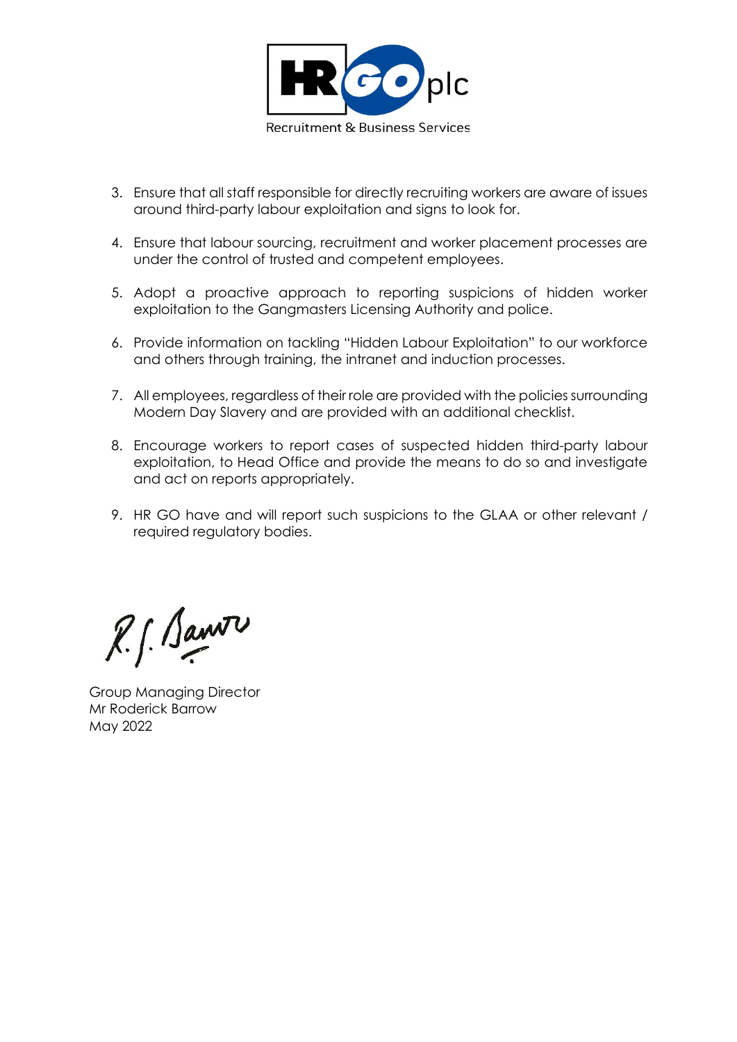3. Ensure that all staff responsible for directly recruiting workers are aware of issues around third-party labour exploitation and signs to look for.

4. Ensure that labour sourcing, recruitment and worker placement processes are under the control of trusted and competent employees.

5. Adopt a proactive approach to reporting suspicions of hidden worker exploitation to the Gangmasters Licensing Authority and police.

6. Provide information on tackling "Hidden Labour Exploitation" to our workforce and others through training, the intranet and induction processes.

7. All employees, regardless of their role are provided with the policies surrounding Modern Day Slavery and are provided with an additional checklist.

8. Encourage workers to report cases of suspected hidden third-party labour exploitation, to Head Office and provide the means to do so and investigate and act on reports appropriately.

9. HR GO have and will report such suspicions to the GLAA or other relevant / required regulatory bodies.

Group Managing Director
Mr Roderick Barrow
May 2022